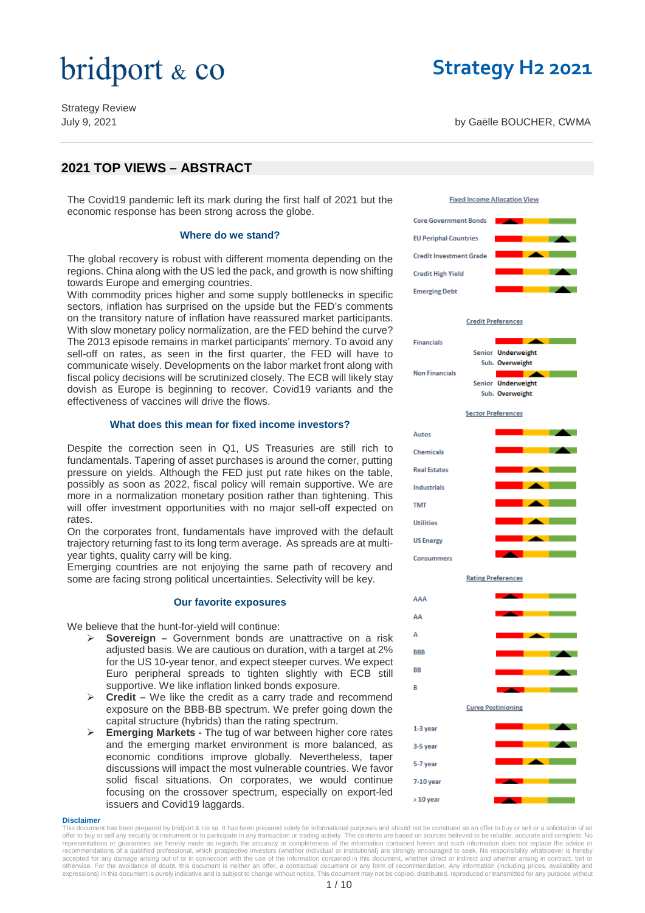# bridport & co

# Strategy H2 2021

Strategy Review
July 9, 2021

by Gaëlle BOUCHER, CWMA

## 2021 TOP VIEWS – ABSTRACT

The Covid19 pandemic left its mark during the first half of 2021 but the economic response has been strong across the globe.

### Where do we stand?

The global recovery is robust with different momenta depending on the regions. China along with the US led the pack, and growth is now shifting towards Europe and emerging countries.

With commodity prices higher and some supply bottlenecks in specific sectors, inflation has surprised on the upside but the FED's comments on the transitory nature of inflation have reassured market participants. With slow monetary policy normalization, are the FED behind the curve? The 2013 episode remains in market participants' memory. To avoid any sell-off on rates, as seen in the first quarter, the FED will have to communicate wisely. Developments on the labor market front along with fiscal policy decisions will be scrutinized closely. The ECB will likely stay dovish as Europe is beginning to recover. Covid19 variants and the effectiveness of vaccines will drive the flows.

### What does this mean for fixed income investors?

Despite the correction seen in Q1, US Treasuries are still rich to fundamentals. Tapering of asset purchases is around the corner, putting pressure on yields. Although the FED just put rate hikes on the table, possibly as soon as 2022, fiscal policy will remain supportive. We are more in a normalization monetary position rather than tightening. This will offer investment opportunities with no major sell-off expected on rates.

On the corporates front, fundamentals have improved with the default trajectory returning fast to its long term average. As spreads are at multi-year tights, quality carry will be king.

Emerging countries are not enjoying the same path of recovery and some are facing strong political uncertainties. Selectivity will be key.

### Our favorite exposures

We believe that the hunt-for-yield will continue:

- **Sovereign –** Government bonds are unattractive on a risk adjusted basis. We are cautious on duration, with a target at 2% for the US 10-year tenor, and expect steeper curves. We expect Euro peripheral spreads to tighten slightly with ECB still supportive. We like inflation linked bonds exposure.
- **Credit –** We like the credit as a carry trade and recommend exposure on the BBB-BB spectrum. We prefer going down the capital structure (hybrids) than the rating spectrum.
- **Emerging Markets -** The tug of war between higher core rates and the emerging market environment is more balanced, as economic conditions improve globally. Nevertheless, taper discussions will impact the most vulnerable countries. We favor solid fiscal situations. On corporates, we would continue focusing on the crossover spectrum, especially on export-led issuers and Covid19 laggards.

**Fixed Income Allocation View**

- Core Government Bonds
- EU Periphal Countries
- Credit Investment Grade
- Credit High Yield
- Emerging Debt

**Credit Preferences**

- Financials
  - Senior **Underweight**
  - Sub. **Overweight**
- Non Financials
  - Senior **Underweight**
  - Sub. **Overweight**

**Sector Preferences**

- Autos
- Chemicals
- Real Estates
- Industrials
- TMT
- Utilities
- US Energy
- Consummers

**Rating Preferences**

- AAA
- AA
- A
- BBB
- BB
- B

**Curve Postinioning**

- 1-3 year
- 3-5 year
- 5-7 year
- 7-10 year
- > 10 year

**Disclaimer**

This document has been prepared by bridport & cie sa. It has been prepared solely for informational purposes and should not be construed as an offer to buy or sell or a solicitation of an offer to buy or sell any security or instrument or to participate in any transaction or trading activity. The contents are based on sources believed to be reliable, accurate and complete. No representations or guarantees are hereby made as regards the accuracy or completeness of the information contained herein and such information does not replace the advice or recommendations of a qualified professional, which prospective investors (whether individual or institutional) are strongly encouraged to seek. No responsibility whatsoever is hereby accepted for any damage arising out of or in connection with the use of the information contained in this document, whether direct or indirect and whether arising in contract, tort or otherwise. For the avoidance of doubt, this document is neither an offer, a contractual document or any form of recommendation. Any information (including prices, availability and expressions) in this document is purely indicative and is subject to change without notice. This document may not be copied, distributed, reproduced or transmitted for any purpose without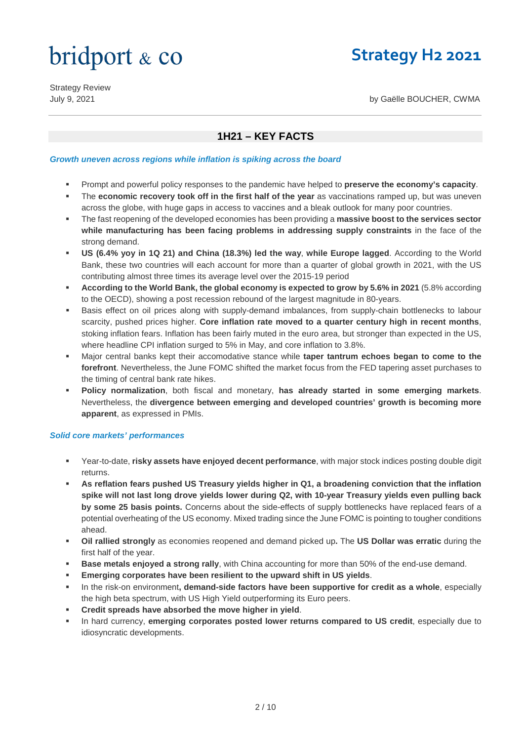# bridport & co

## Strategy H2 2021

Strategy Review
July 9, 2021

by Gaëlle BOUCHER, CWMA

## 1H21 – KEY FACTS

***Growth uneven across regions while inflation is spiking across the board***

- Prompt and powerful policy responses to the pandemic have helped to **preserve the economy's capacity**.
- The **economic recovery took off in the first half of the year** as vaccinations ramped up, but was uneven across the globe, with huge gaps in access to vaccines and a bleak outlook for many poor countries.
- The fast reopening of the developed economies has been providing a **massive boost to the services sector while manufacturing has been facing problems in addressing supply constraints** in the face of the strong demand.
- **US (6.4% yoy in 1Q 21) and China (18.3%) led the way**, **while Europe lagged**. According to the World Bank, these two countries will each account for more than a quarter of global growth in 2021, with the US contributing almost three times its average level over the 2015-19 period
- **According to the World Bank, the global economy is expected to grow by 5.6% in 2021** (5.8% according to the OECD), showing a post recession rebound of the largest magnitude in 80-years.
- Basis effect on oil prices along with supply-demand imbalances, from supply-chain bottlenecks to labour scarcity, pushed prices higher. **Core inflation rate moved to a quarter century high in recent months**, stoking inflation fears. Inflation has been fairly muted in the euro area, but stronger than expected in the US, where headline CPI inflation surged to 5% in May, and core inflation to 3.8%.
- Major central banks kept their accomodative stance while **taper tantrum echoes began to come to the forefront**. Nevertheless, the June FOMC shifted the market focus from the FED tapering asset purchases to the timing of central bank rate hikes.
- **Policy normalization**, both fiscal and monetary, **has already started in some emerging markets**. Nevertheless, the **divergence between emerging and developed countries' growth is becoming more apparent**, as expressed in PMIs.

***Solid core markets' performances***

- Year-to-date, **risky assets have enjoyed decent performance**, with major stock indices posting double digit returns.
- **As reflation fears pushed US Treasury yields higher in Q1, a broadening conviction that the inflation spike will not last long drove yields lower during Q2, with 10-year Treasury yields even pulling back by some 25 basis points.** Concerns about the side-effects of supply bottlenecks have replaced fears of a potential overheating of the US economy. Mixed trading since the June FOMC is pointing to tougher conditions ahead.
- **Oil rallied strongly** as economies reopened and demand picked up**.** The **US Dollar was erratic** during the first half of the year.
- **Base metals enjoyed a strong rally**, with China accounting for more than 50% of the end-use demand.
- **Emerging corporates have been resilient to the upward shift in US yields**.
- In the risk-on environment**, demand-side factors have been supportive for credit as a whole**, especially the high beta spectrum, with US High Yield outperforming its Euro peers.
- **Credit spreads have absorbed the move higher in yield**.
- In hard currency, **emerging corporates posted lower returns compared to US credit**, especially due to idiosyncratic developments.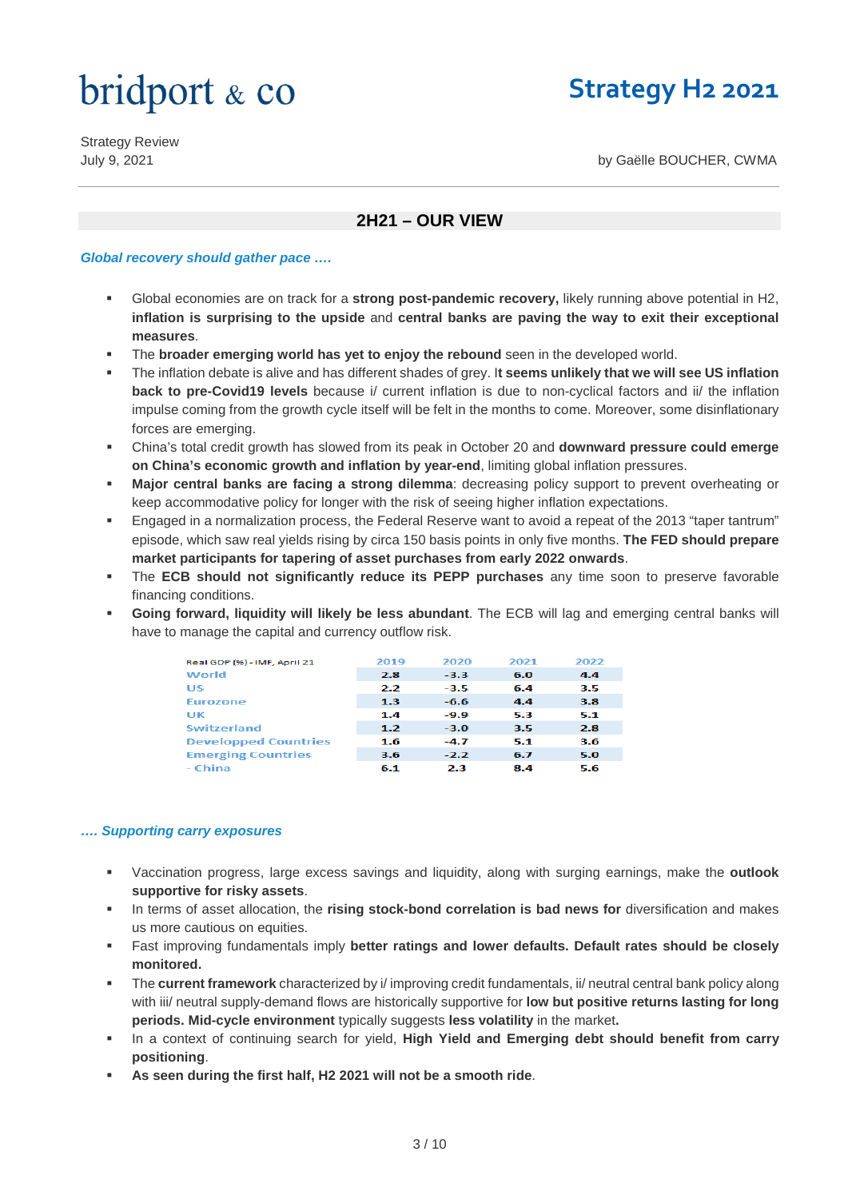bridport & co

# Strategy H2 2021

Strategy Review
July 9, 2021

by Gaëlle BOUCHER, CWMA

## 2H21 – OUR VIEW

*Global recovery should gather pace ….*

- Global economies are on track for a **strong post-pandemic recovery,** likely running above potential in H2, **inflation is surprising to the upside** and **central banks are paving the way to exit their exceptional measures**.
- The **broader emerging world has yet to enjoy the rebound** seen in the developed world.
- The inflation debate is alive and has different shades of grey. I**t seems unlikely that we will see US inflation back to pre-Covid19 levels** because i/ current inflation is due to non-cyclical factors and ii/ the inflation impulse coming from the growth cycle itself will be felt in the months to come. Moreover, some disinflationary forces are emerging.
- China's total credit growth has slowed from its peak in October 20 and **downward pressure could emerge on China's economic growth and inflation by year-end**, limiting global inflation pressures.
- **Major central banks are facing a strong dilemma**: decreasing policy support to prevent overheating or keep accommodative policy for longer with the risk of seeing higher inflation expectations.
- Engaged in a normalization process, the Federal Reserve want to avoid a repeat of the 2013 "taper tantrum" episode, which saw real yields rising by circa 150 basis points in only five months. **The FED should prepare market participants for tapering of asset purchases from early 2022 onwards**.
- The **ECB should not significantly reduce its PEPP purchases** any time soon to preserve favorable financing conditions.
- **Going forward, liquidity will likely be less abundant**. The ECB will lag and emerging central banks will have to manage the capital and currency outflow risk.

| Real GDP (%) - IMF, April 21 | 2019 | 2020 | 2021 | 2022 |
|---|---|---|---|---|
| World | 2.8 | -3.3 | 6.0 | 4.4 |
| US | 2.2 | -3.5 | 6.4 | 3.5 |
| Eurozone | 1.3 | -6.6 | 4.4 | 3.8 |
| UK | 1.4 | -9.9 | 5.3 | 5.1 |
| Switzerland | 1.2 | -3.0 | 3.5 | 2.8 |
| Developped Countries | 1.6 | -4.7 | 5.1 | 3.6 |
| Emerging Countries | 3.6 | -2.2 | 6.7 | 5.0 |
| - China | 6.1 | 2.3 | 8.4 | 5.6 |

*…. Supporting carry exposures*

- Vaccination progress, large excess savings and liquidity, along with surging earnings, make the **outlook supportive for risky assets**.
- In terms of asset allocation, the **rising stock-bond correlation is bad news for** diversification and makes us more cautious on equities.
- Fast improving fundamentals imply **better ratings and lower defaults. Default rates should be closely monitored.**
- The **current framework** characterized by i/ improving credit fundamentals, ii/ neutral central bank policy along with iii/ neutral supply-demand flows are historically supportive for **low but positive returns lasting for long periods. Mid-cycle environment** typically suggests **less volatility** in the market**.**
- In a context of continuing search for yield, **High Yield and Emerging debt should benefit from carry positioning**.
- **As seen during the first half, H2 2021 will not be a smooth ride**.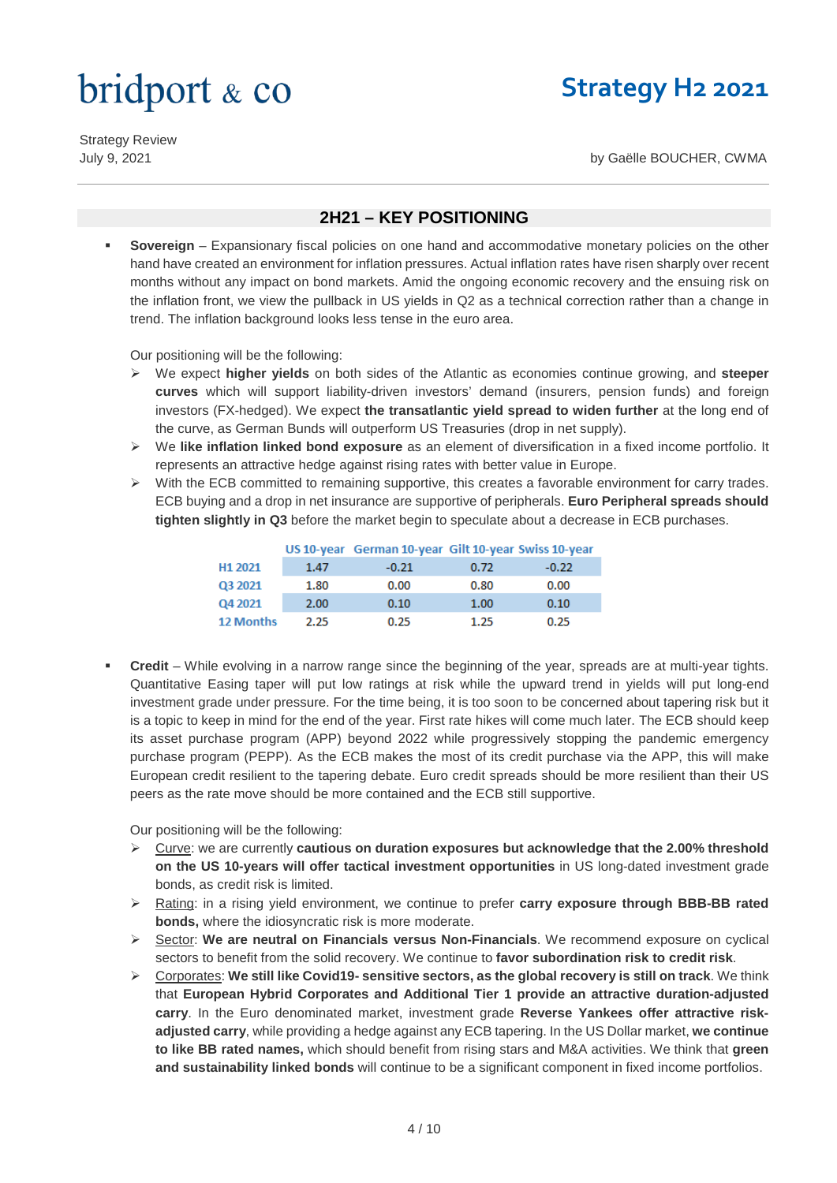bridport & co

# Strategy H2 2021

Strategy Review
July 9, 2021

by Gaëlle BOUCHER, CWMA

## 2H21 – KEY POSITIONING

- **Sovereign** – Expansionary fiscal policies on one hand and accommodative monetary policies on the other hand have created an environment for inflation pressures. Actual inflation rates have risen sharply over recent months without any impact on bond markets. Amid the ongoing economic recovery and the ensuing risk on the inflation front, we view the pullback in US yields in Q2 as a technical correction rather than a change in trend. The inflation background looks less tense in the euro area.

  Our positioning will be the following:

  - We expect **higher yields** on both sides of the Atlantic as economies continue growing, and **steeper curves** which will support liability-driven investors' demand (insurers, pension funds) and foreign investors (FX-hedged). We expect **the transatlantic yield spread to widen further** at the long end of the curve, as German Bunds will outperform US Treasuries (drop in net supply).
  - We **like inflation linked bond exposure** as an element of diversification in a fixed income portfolio. It represents an attractive hedge against rising rates with better value in Europe.
  - With the ECB committed to remaining supportive, this creates a favorable environment for carry trades. ECB buying and a drop in net insurance are supportive of peripherals. **Euro Peripheral spreads should tighten slightly in Q3** before the market begin to speculate about a decrease in ECB purchases.

| | US 10-year | German 10-year | Gilt 10-year | Swiss 10-year |
|---|---|---|---|---|
| H1 2021 | 1.47 | -0.21 | 0.72 | -0.22 |
| Q3 2021 | 1.80 | 0.00 | 0.80 | 0.00 |
| Q4 2021 | 2.00 | 0.10 | 1.00 | 0.10 |
| 12 Months | 2.25 | 0.25 | 1.25 | 0.25 |

- **Credit** – While evolving in a narrow range since the beginning of the year, spreads are at multi-year tights. Quantitative Easing taper will put low ratings at risk while the upward trend in yields will put long-end investment grade under pressure. For the time being, it is too soon to be concerned about tapering risk but it is a topic to keep in mind for the end of the year. First rate hikes will come much later. The ECB should keep its asset purchase program (APP) beyond 2022 while progressively stopping the pandemic emergency purchase program (PEPP). As the ECB makes the most of its credit purchase via the APP, this will make European credit resilient to the tapering debate. Euro credit spreads should be more resilient than their US peers as the rate move should be more contained and the ECB still supportive.

  Our positioning will be the following:

  - Curve: we are currently **cautious on duration exposures but acknowledge that the 2.00% threshold on the US 10-years will offer tactical investment opportunities** in US long-dated investment grade bonds, as credit risk is limited.
  - Rating: in a rising yield environment, we continue to prefer **carry exposure through BBB-BB rated bonds,** where the idiosyncratic risk is more moderate.
  - Sector: **We are neutral on Financials versus Non-Financials**. We recommend exposure on cyclical sectors to benefit from the solid recovery. We continue to **favor subordination risk to credit risk**.
  - Corporates: **We still like Covid19- sensitive sectors, as the global recovery is still on track**. We think that **European Hybrid Corporates and Additional Tier 1 provide an attractive duration-adjusted carry**. In the Euro denominated market, investment grade **Reverse Yankees offer attractive risk-adjusted carry**, while providing a hedge against any ECB tapering. In the US Dollar market, **we continue to like BB rated names,** which should benefit from rising stars and M&A activities. We think that **green and sustainability linked bonds** will continue to be a significant component in fixed income portfolios.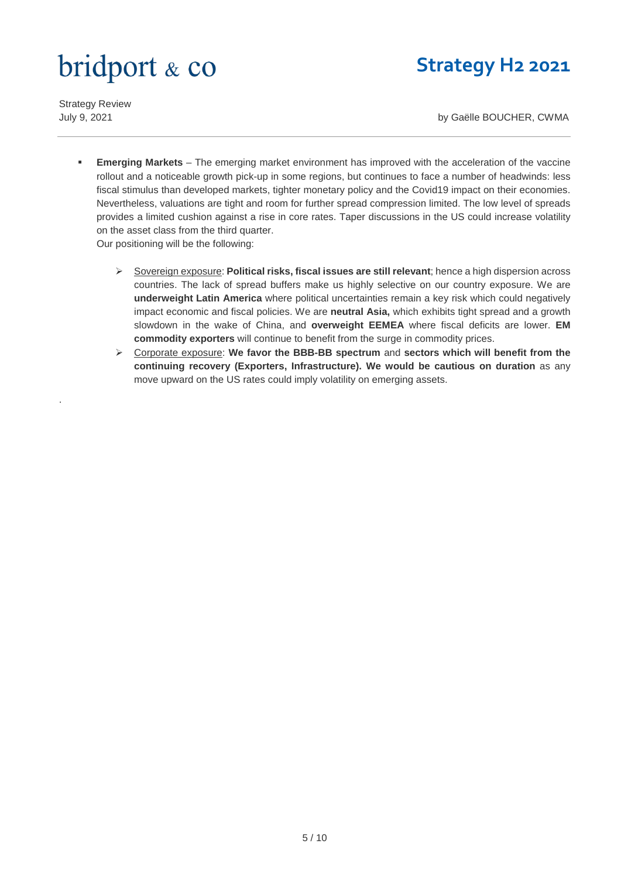- **Emerging Markets** – The emerging market environment has improved with the acceleration of the vaccine rollout and a noticeable growth pick-up in some regions, but continues to face a number of headwinds: less fiscal stimulus than developed markets, tighter monetary policy and the Covid19 impact on their economies. Nevertheless, valuations are tight and room for further spread compression limited. The low level of spreads provides a limited cushion against a rise in core rates. Taper discussions in the US could increase volatility on the asset class from the third quarter.
  Our positioning will be the following:

  - Sovereign exposure: **Political risks, fiscal issues are still relevant**; hence a high dispersion across countries. The lack of spread buffers make us highly selective on our country exposure. We are **underweight Latin America** where political uncertainties remain a key risk which could negatively impact economic and fiscal policies. We are **neutral Asia,** which exhibits tight spread and a growth slowdown in the wake of China, and **overweight EEMEA** where fiscal deficits are lower. **EM commodity exporters** will continue to benefit from the surge in commodity prices.
  - Corporate exposure: **We favor the BBB-BB spectrum** and **sectors which will benefit from the continuing recovery (Exporters, Infrastructure). We would be cautious on duration** as any move upward on the US rates could imply volatility on emerging assets.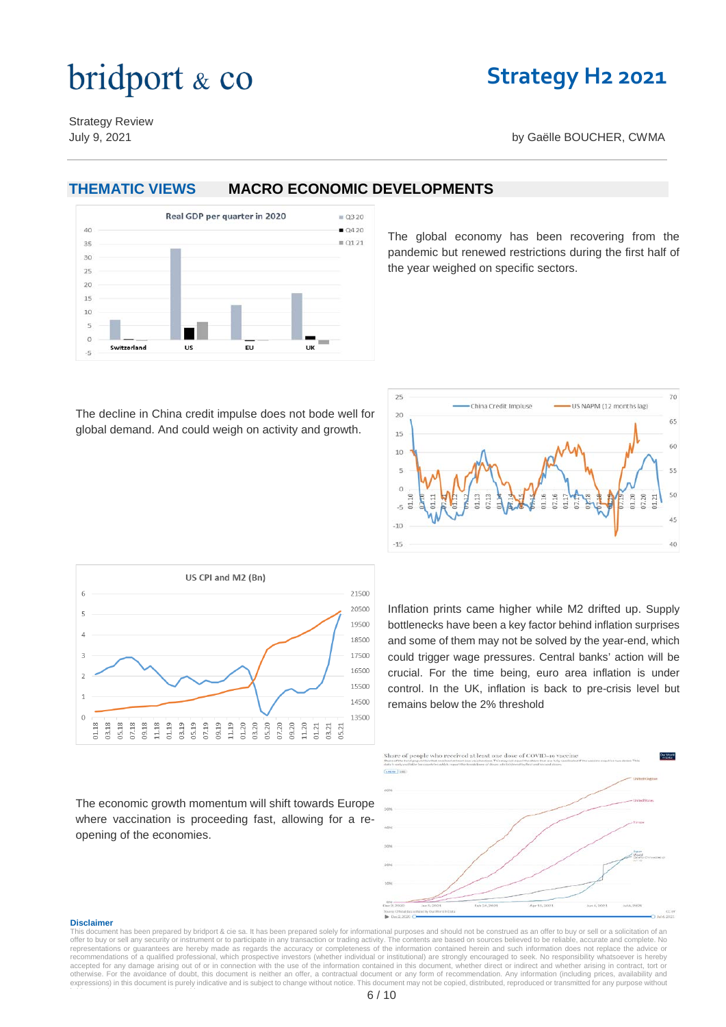# bridport & co

## Strategy H2 2021

Strategy Review
July 9, 2021

by Gaëlle BOUCHER, CWMA

## THEMATIC VIEWS — MACRO ECONOMIC DEVELOPMENTS

The global economy has been recovering from the pandemic but renewed restrictions during the first half of the year weighed on specific sectors.

The decline in China credit impulse does not bode well for global demand. And could weigh on activity and growth.

Inflation prints came higher while M2 drifted up. Supply bottlenecks have been a key factor behind inflation surprises and some of them may not be solved by the year-end, which could trigger wage pressures. Central banks' action will be crucial. For the time being, euro area inflation is under control. In the UK, inflation is back to pre-crisis level but remains below the 2% threshold

The economic growth momentum will shift towards Europe where vaccination is proceeding fast, allowing for a re-opening of the economies.

**Disclaimer**

This document has been prepared by bridport & cie sa. It has been prepared solely for informational purposes and should not be construed as an offer to buy or sell or a solicitation of an offer to buy or sell any security or instrument or to participate in any transaction or trading activity. The contents are based on sources believed to be reliable, accurate and complete. No representations or guarantees are hereby made as regards the accuracy or completeness of the information contained herein and such information does not replace the advice or recommendations of a qualified professional, which prospective investors (whether individual or institutional) are strongly encouraged to seek. No responsibility whatsoever is hereby accepted for any damage arising out of or in connection with the use of the information contained in this document, whether direct or indirect and whether arising in contract, tort or otherwise. For the avoidance of doubt, this document is neither an offer, a contractual document or any form of recommendation. Any information (including prices, availability and expressions) in this document is purely indicative and is subject to change without notice. This document may not be copied, distributed, reproduced or transmitted for any purpose without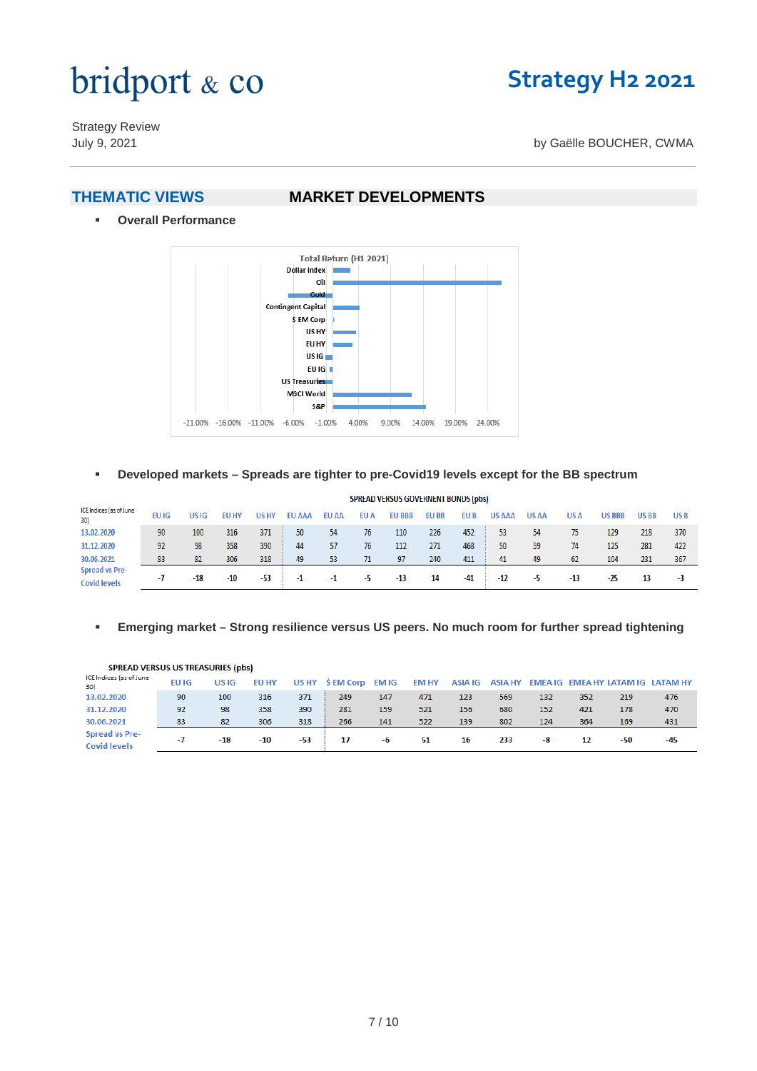# bridport & co

# Strategy H2 2021

Strategy Review
July 9, 2021

by Gaëlle BOUCHER, CWMA

## THEMATIC VIEWS — MARKET DEVELOPMENTS

- **Overall Performance**

Total Return (H1 2021)

| Asset |
|---|
| Dollar Index |
| Oil |
| Gold |
| Contingent Capital |
| $ EM Corp |
| US HY |
| EU HY |
| US IG |
| EU IG |
| US Treasuries |
| MSCI World |
| S&P |

Axis: -21.00% -16.00% -11.00% -6.00% -1.00% 4.00% 9.00% 14.00% 19.00% 24.00%

- **Developed markets – Spreads are tighter to pre-Covid19 levels except for the BB spectrum**

SPREAD VERSUS GOVERNENT BONDS (pbs)

| ICE Indices (as of June 30) | EU IG | US IG | EU HY | US HY | EU AAA | EU AA | EU A | EU BBB | EU BB | EU B | US AAA | US AA | US A | US BBB | US BB | US B |
|---|---|---|---|---|---|---|---|---|---|---|---|---|---|---|---|---|
| 13.02.2020 | 90 | 100 | 316 | 371 | 50 | 54 | 76 | 110 | 226 | 452 | 53 | 54 | 75 | 129 | 218 | 370 |
| 31.12.2020 | 92 | 98 | 358 | 390 | 44 | 57 | 76 | 112 | 271 | 468 | 50 | 59 | 74 | 125 | 281 | 422 |
| 30.06.2021 | 83 | 82 | 306 | 318 | 49 | 53 | 71 | 97 | 240 | 411 | 41 | 49 | 62 | 104 | 231 | 367 |
| Spread vs Pre-Covid levels | -7 | -18 | -10 | -53 | -1 | -1 | -5 | -13 | 14 | -41 | -12 | -5 | -13 | -25 | 13 | -3 |

- **Emerging market – Strong resilience versus US peers. No much room for further spread tightening**

SPREAD VERSUS US TREASURIES (pbs)

| ICE Indices (as of June 30) | EU IG | US IG | EU HY | US HY | $ EM Corp | EM IG | EM HY | ASIA IG | ASIA HY | EMEA IG | EMEA HY | LATAM IG | LATAM HY |
|---|---|---|---|---|---|---|---|---|---|---|---|---|---|
| 13.02.2020 | 90 | 100 | 316 | 371 | 249 | 147 | 471 | 123 | 569 | 132 | 352 | 219 | 476 |
| 31.12.2020 | 92 | 98 | 358 | 390 | 281 | 159 | 521 | 156 | 680 | 152 | 421 | 178 | 470 |
| 30.06.2021 | 83 | 82 | 306 | 318 | 266 | 141 | 522 | 139 | 802 | 124 | 364 | 169 | 431 |
| Spread vs Pre-Covid levels | -7 | -18 | -10 | -53 | 17 | -6 | 51 | 16 | 233 | -8 | 12 | -50 | -45 |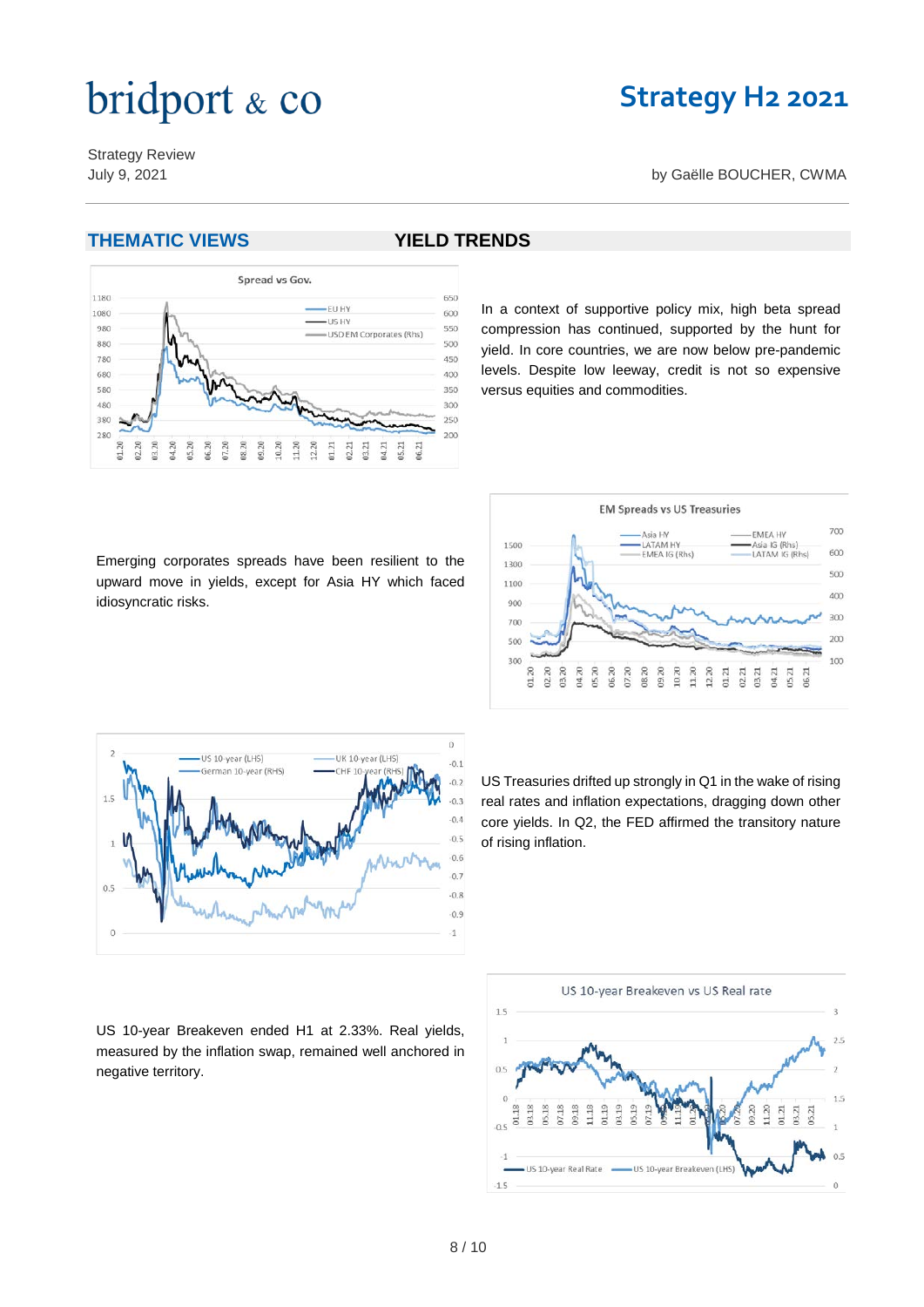## THEMATIC VIEWS

## YIELD TRENDS

In a context of supportive policy mix, high beta spread compression has continued, supported by the hunt for yield. In core countries, we are now below pre-pandemic levels. Despite low leeway, credit is not so expensive versus equities and commodities.

Emerging corporates spreads have been resilient to the upward move in yields, except for Asia HY which faced idiosyncratic risks.

US Treasuries drifted up strongly in Q1 in the wake of rising real rates and inflation expectations, dragging down other core yields. In Q2, the FED affirmed the transitory nature of rising inflation.

US 10-year Breakeven ended H1 at 2.33%. Real yields, measured by the inflation swap, remained well anchored in negative territory.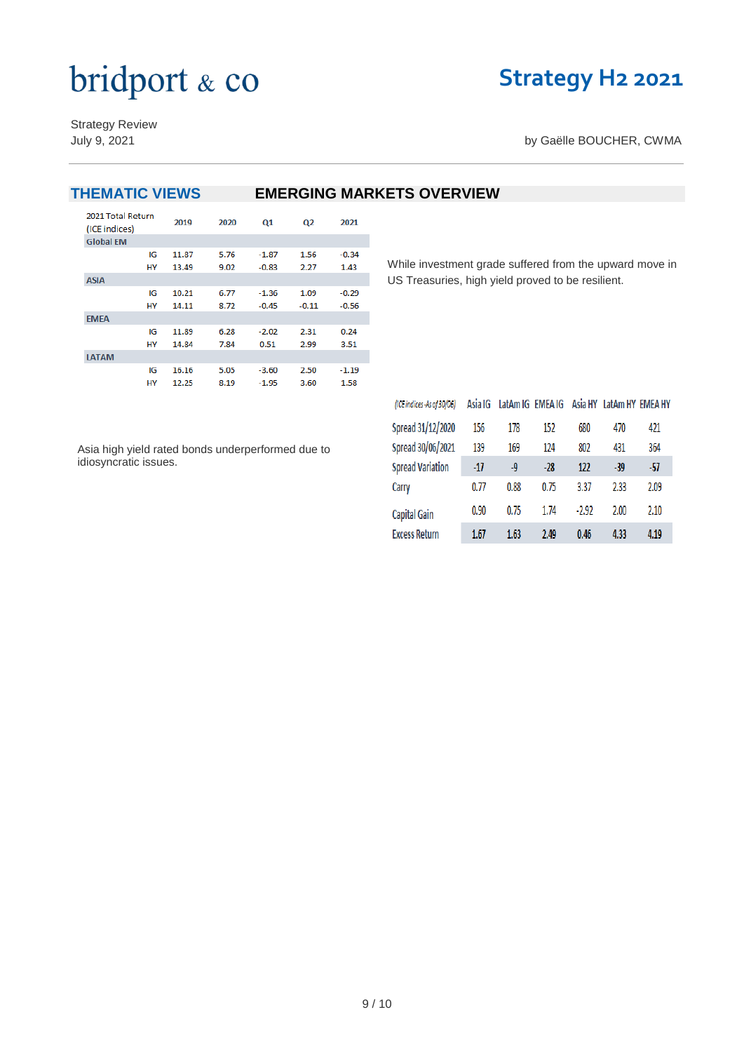bridport & co

# Strategy H2 2021

Strategy Review
July 9, 2021

by Gaëlle BOUCHER, CWMA

## THEMATIC VIEWS — EMERGING MARKETS OVERVIEW

| 2021 Total Return (ICE indices) | | 2019 | 2020 | Q1 | Q2 | 2021 |
|---|---|---|---|---|---|---|
| **Global EM** | | | | | | |
| | IG | 11.87 | 5.76 | -1.87 | 1.56 | -0.34 |
| | HY | 13.49 | 9.02 | -0.83 | 2.27 | 1.43 |
| **ASIA** | | | | | | |
| | IG | 10.21 | 6.77 | -1.36 | 1.09 | -0.29 |
| | HY | 14.11 | 8.72 | -0.45 | -0.11 | -0.56 |
| **EMEA** | | | | | | |
| | IG | 11.89 | 6.28 | -2.02 | 2.31 | 0.24 |
| | HY | 14.84 | 7.84 | 0.51 | 2.99 | 3.51 |
| **LATAM** | | | | | | |
| | IG | 16.16 | 5.05 | -3.60 | 2.50 | -1.19 |
| | HY | 12.25 | 8.19 | -1.95 | 3.60 | 1.58 |

While investment grade suffered from the upward move in US Treasuries, high yield proved to be resilient.

| (ICE indices - As of 30/06) | Asia IG | LatAm IG | EMEA IG | Asia HY | LatAm HY | EMEA HY |
|---|---|---|---|---|---|---|
| Spread 31/12/2020 | 156 | 178 | 152 | 680 | 470 | 421 |
| Spread 30/06/2021 | 139 | 169 | 124 | 802 | 431 | 364 |
| Spread Variation | -17 | -9 | -28 | 122 | -39 | -57 |
| Carry | 0.77 | 0.88 | 0.75 | 3.37 | 2.33 | 2.09 |
| Capital Gain | 0.90 | 0.75 | 1.74 | -2.92 | 2.00 | 2.10 |
| Excess Return | 1.67 | 1.63 | 2.49 | 0.46 | 4.33 | 4.19 |

Asia high yield rated bonds underperformed due to idiosyncratic issues.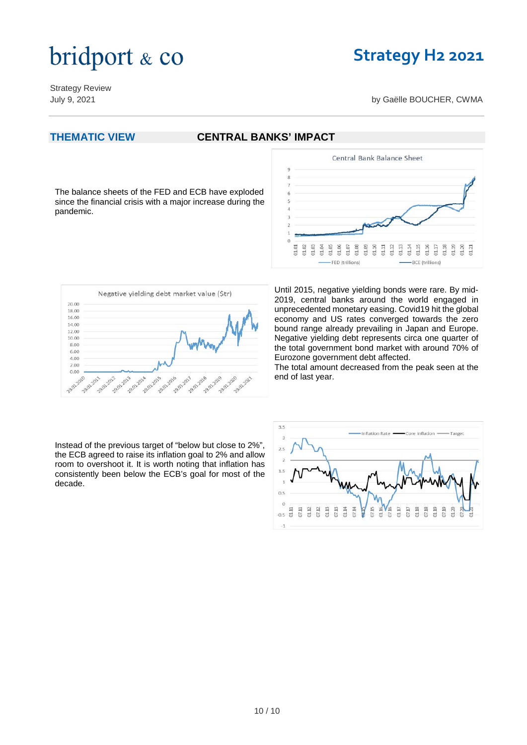bridport & co

# Strategy H2 2021

Strategy Review
July 9, 2021

by Gaëlle BOUCHER, CWMA

## THEMATIC VIEW — CENTRAL BANKS' IMPACT

The balance sheets of the FED and ECB have exploded since the financial crisis with a major increase during the pandemic.

Central Bank Balance Sheet

9
8
7
6
5
4
3
2
1
0

01.01 01.02 01.03 01.04 01.05 01.06 01.07 01.08 01.09 01.10 01.11 01.12 01.13 01.14 01.15 01.16 01.17 01.18 01.19 01.20 01.21

FED (trillions) — BCE (trillions)

Negative yielding debt market value ($tr)

20.00
18.00
16.00
14.00
12.00
10.00
8.00
6.00
4.00
2.00
0.00

29.01.2010 29.01.2011 29.01.2012 29.01.2013 29.01.2014 29.01.2015 29.01.2016 29.01.2017 29.01.2018 29.01.2019 29.01.2020 29.01.2021

Until 2015, negative yielding bonds were rare. By mid-2019, central banks around the world engaged in unprecedented monetary easing. Covid19 hit the global economy and US rates converged towards the zero bound range already prevailing in Japan and Europe. Negative yielding debt represents circa one quarter of the total government bond market with around 70% of Eurozone government debt affected.
The total amount decreased from the peak seen at the end of last year.

Instead of the previous target of "below but close to 2%", the ECB agreed to raise its inflation goal to 2% and allow room to overshoot it. It is worth noting that inflation has consistently been below the ECB's goal for most of the decade.

Inflation Rate — Core Inflation — Target

3.5
3
2.5
2
1.5
1
0.5
0
-0.5
-1

01.11 07.11 01.12 07.12 01.13 07.13 01.14 07.14 01.15 07.15 01.16 07.16 01.17 07.17 01.18 07.18 01.19 07.19 01.20 07.20 01.21